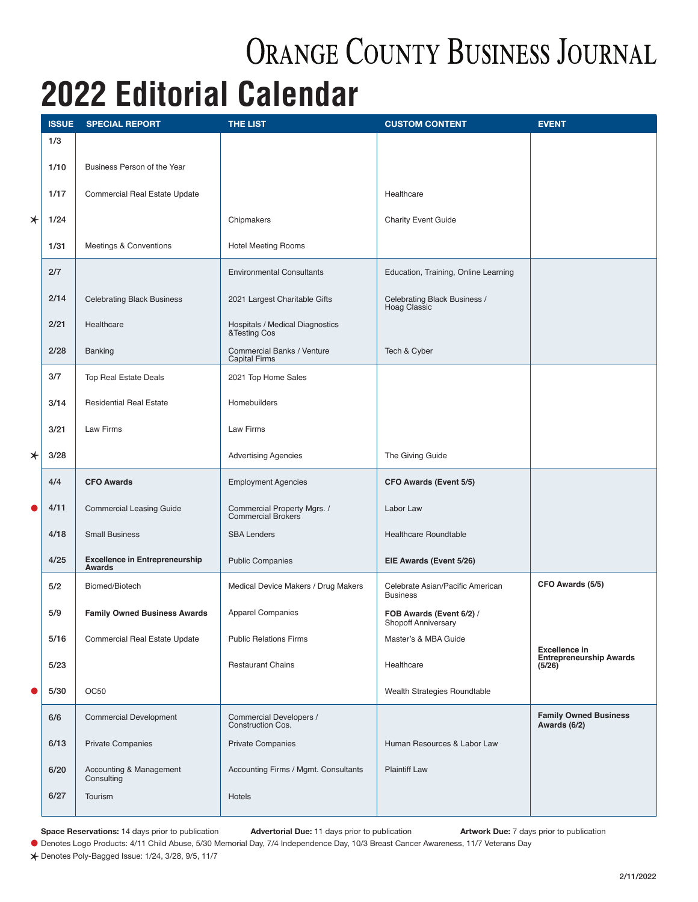# ORANGE COUNTY BUSINESS JOURNAL

# 2022 Editorial Calendar

| ISSUE | SPECIAL REPORT | THE LIST | CUSTOM CONTENT | EVENT |
|---|---|---|---|---|
| 1/3 | | | | |
| 1/10 | Business Person of the Year | | | |
| 1/17 | Commercial Real Estate Update | | Healthcare | |
| ✶ 1/24 | | Chipmakers | Charity Event Guide | |
| 1/31 | Meetings & Conventions | Hotel Meeting Rooms | | |
| 2/7 | | Environmental Consultants | Education, Training, Online Learning | |
| 2/14 | Celebrating Black Business | 2021 Largest Charitable Gifts | Celebrating Black Business / Hoag Classic | |
| 2/21 | Healthcare | Hospitals / Medical Diagnostics &Testing Cos | | |
| 2/28 | Banking | Commercial Banks / Venture Capital Firms | Tech & Cyber | |
| 3/7 | Top Real Estate Deals | 2021 Top Home Sales | | |
| 3/14 | Residential Real Estate | Homebuilders | | |
| 3/21 | Law Firms | Law Firms | | |
| ✶ 3/28 | | Advertising Agencies | The Giving Guide | |
| 4/4 | **CFO Awards** | Employment Agencies | **CFO Awards (Event 5/5)** | |
| ● 4/11 | Commercial Leasing Guide | Commercial Property Mgrs. / Commercial Brokers | Labor Law | |
| 4/18 | Small Business | SBA Lenders | Healthcare Roundtable | |
| 4/25 | **Excellence in Entrepreneurship Awards** | Public Companies | **EIE Awards (Event 5/26)** | |
| 5/2 | Biomed/Biotech | Medical Device Makers / Drug Makers | Celebrate Asian/Pacific American Business | **CFO Awards (5/5)** |
| 5/9 | **Family Owned Business Awards** | Apparel Companies | **FOB Awards (Event 6/2)** / Shopoff Anniversary | |
| 5/16 | Commercial Real Estate Update | Public Relations Firms | Master's & MBA Guide | |
| 5/23 | | Restaurant Chains | Healthcare | **Excellence in Entrepreneurship Awards (5/26)** |
| ● 5/30 | OC50 | | Wealth Strategies Roundtable | |
| 6/6 | Commercial Development | Commercial Developers / Construction Cos. | | **Family Owned Business Awards (6/2)** |
| 6/13 | Private Companies | Private Companies | Human Resources & Labor Law | |
| 6/20 | Accounting & Management Consulting | Accounting Firms / Mgmt. Consultants | Plaintiff Law | |
| 6/27 | Tourism | Hotels | | |

**Space Reservations:** 14 days prior to publication **Advertorial Due:** 11 days prior to publication **Artwork Due:** 7 days prior to publication

● Denotes Logo Products: 4/11 Child Abuse, 5/30 Memorial Day, 7/4 Independence Day, 10/3 Breast Cancer Awareness, 11/7 Veterans Day

✶ Denotes Poly-Bagged Issue: 1/24, 3/28, 9/5, 11/7

2/11/2022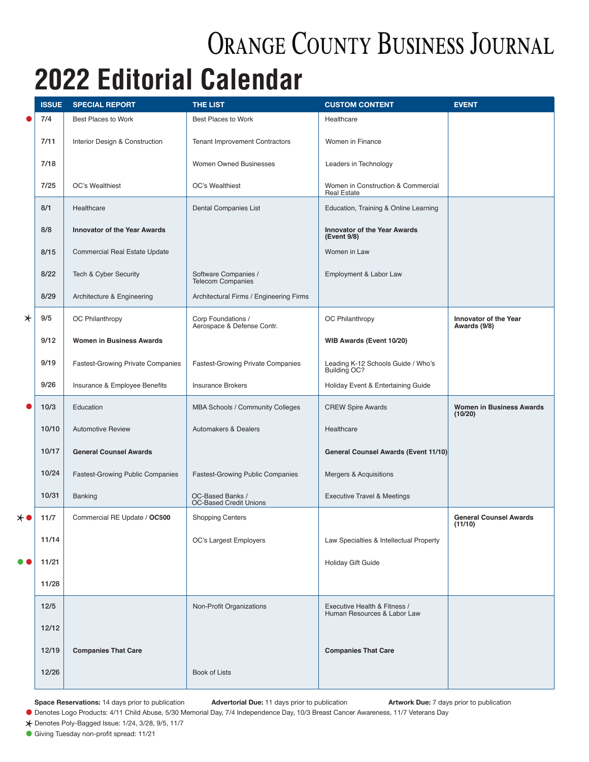# Orange County Business Journal

## 2022 Editorial Calendar

| | ISSUE | SPECIAL REPORT | THE LIST | CUSTOM CONTENT | EVENT |
|---|---|---|---|---|---|
| ● | 7/4 | Best Places to Work | Best Places to Work | Healthcare | |
| | 7/11 | Interior Design & Construction | Tenant Improvement Contractors | Women in Finance | |
| | 7/18 | | Women Owned Businesses | Leaders in Technology | |
| | 7/25 | OC's Wealthiest | OC's Wealthiest | Women in Construction & Commercial Real Estate | |
| | 8/1 | Healthcare | Dental Companies List | Education, Training & Online Learning | |
| | 8/8 | **Innovator of the Year Awards** | | **Innovator of the Year Awards (Event 9/8)** | |
| | 8/15 | Commercial Real Estate Update | | Women in Law | |
| | 8/22 | Tech & Cyber Security | Software Companies / Telecom Companies | Employment & Labor Law | |
| | 8/29 | Architecture & Engineering | Architectural Firms / Engineering Firms | | |
| ✶ | 9/5 | OC Philanthropy | Corp Foundations / Aerospace & Defense Contr. | OC Philanthropy | **Innovator of the Year Awards (9/8)** |
| | 9/12 | **Women in Business Awards** | | **WIB Awards (Event 10/20)** | |
| | 9/19 | Fastest-Growing Private Companies | Fastest-Growing Private Companies | Leading K-12 Schools Guide / Who's Building OC? | |
| | 9/26 | Insurance & Employee Benefits | Insurance Brokers | Holiday Event & Entertaining Guide | |
| ● | 10/3 | Education | MBA Schools / Community Colleges | CREW Spire Awards | **Women in Business Awards (10/20)** |
| | 10/10 | Automotive Review | Automakers & Dealers | Healthcare | |
| | 10/17 | **General Counsel Awards** | | **General Counsel Awards (Event 11/10)** | |
| | 10/24 | Fastest-Growing Public Companies | Fastest-Growing Public Companies | Mergers & Acquisitions | |
| | 10/31 | Banking | OC-Based Banks / OC-Based Credit Unions | Executive Travel & Meetings | |
| ✶● | 11/7 | Commercial RE Update / **OC500** | Shopping Centers | | **General Counsel Awards (11/10)** |
| | 11/14 | | OC's Largest Employers | Law Specialties & Intellectual Property | |
| ●● | 11/21 | | | Holiday Gift Guide | |
| | 11/28 | | | | |
| | 12/5 | | Non-Profit Organizations | Executive Health & Fitness / Human Resources & Labor Law | |
| | 12/12 | | | | |
| | 12/19 | **Companies That Care** | | **Companies That Care** | |
| | 12/26 | | Book of Lists | | |

**Space Reservations:** 14 days prior to publication **Advertorial Due:** 11 days prior to publication **Artwork Due:** 7 days prior to publication

● Denotes Logo Products: 4/11 Child Abuse, 5/30 Memorial Day, 7/4 Independence Day, 10/3 Breast Cancer Awareness, 11/7 Veterans Day

✶ Denotes Poly-Bagged Issue: 1/24, 3/28, 9/5, 11/7

● Giving Tuesday non-profit spread: 11/21